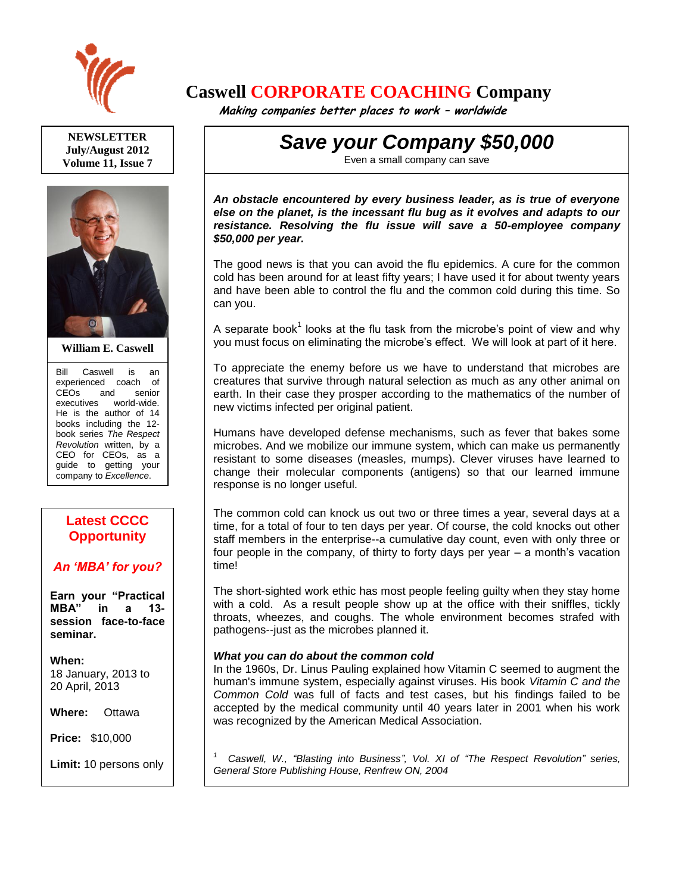# Caswell CORPORATE COACHING Company

*Making companies better places to work – worldwide*

**NEWSLETTER**
**July/August 2012**
**Volume 11, Issue 7**

**William E. Caswell**

Bill Caswell is an experienced coach of CEOs and senior executives world-wide. He is the author of 14 books including the 12-book series *The Respect Revolution* written, by a CEO for CEOs, as a guide to getting your company to *Excellence*.

## Latest CCCC Opportunity

### *An 'MBA' for you?*

**Earn your "Practical MBA" in a 13-session face-to-face seminar.**

**When:** 18 January, 2013 to 20 April, 2013

**Where:** Ottawa

**Price:** $10,000

**Limit:** 10 persons only

## *Save your Company $50,000*

Even a small company can save

***An obstacle encountered by every business leader, as is true of everyone else on the planet, is the incessant flu bug as it evolves and adapts to our resistance. Resolving the flu issue will save a 50-employee company $50,000 per year.***

The good news is that you can avoid the flu epidemics. A cure for the common cold has been around for at least fifty years; I have used it for about twenty years and have been able to control the flu and the common cold during this time. So can you.

A separate book[1] looks at the flu task from the microbe's point of view and why you must focus on eliminating the microbe's effect. We will look at part of it here.

To appreciate the enemy before us we have to understand that microbes are creatures that survive through natural selection as much as any other animal on earth. In their case they prosper according to the mathematics of the number of new victims infected per original patient.

Humans have developed defense mechanisms, such as fever that bakes some microbes. And we mobilize our immune system, which can make us permanently resistant to some diseases (measles, mumps). Clever viruses have learned to change their molecular components (antigens) so that our learned immune response is no longer useful.

The common cold can knock us out two or three times a year, several days at a time, for a total of four to ten days per year. Of course, the cold knocks out other staff members in the enterprise--a cumulative day count, even with only three or four people in the company, of thirty to forty days per year – a month's vacation time!

The short-sighted work ethic has most people feeling guilty when they stay home with a cold. As a result people show up at the office with their sniffles, tickly throats, wheezes, and coughs. The whole environment becomes strafed with pathogens--just as the microbes planned it.

***What you can do about the common cold***

In the 1960s, Dr. Linus Pauling explained how Vitamin C seemed to augment the human's immune system, especially against viruses. His book *Vitamin C and the Common Cold* was full of facts and test cases, but his findings failed to be accepted by the medical community until 40 years later in 2001 when his work was recognized by the American Medical Association.

[1] *Caswell, W., "Blasting into Business", Vol. XI of "The Respect Revolution" series, General Store Publishing House, Renfrew ON, 2004*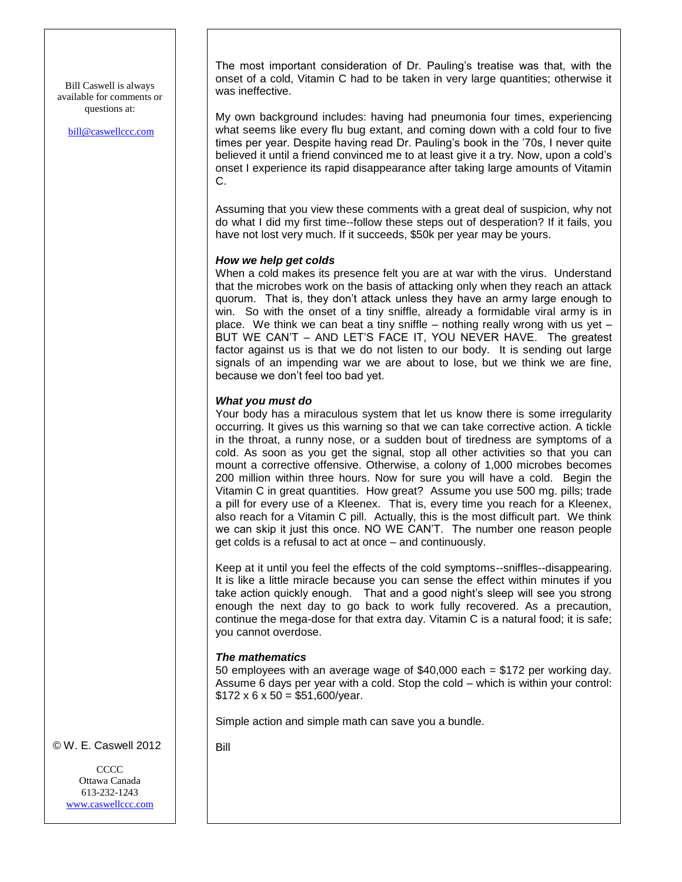Bill Caswell is always available for comments or questions at:

bill@caswellccc.com

The most important consideration of Dr. Pauling's treatise was that, with the onset of a cold, Vitamin C had to be taken in very large quantities; otherwise it was ineffective.

My own background includes: having had pneumonia four times, experiencing what seems like every flu bug extant, and coming down with a cold four to five times per year. Despite having read Dr. Pauling's book in the '70s, I never quite believed it until a friend convinced me to at least give it a try. Now, upon a cold's onset I experience its rapid disappearance after taking large amounts of Vitamin C.

Assuming that you view these comments with a great deal of suspicion, why not do what I did my first time--follow these steps out of desperation? If it fails, you have not lost very much. If it succeeds, $50k per year may be yours.

***How we help get colds***

When a cold makes its presence felt you are at war with the virus. Understand that the microbes work on the basis of attacking only when they reach an attack quorum. That is, they don't attack unless they have an army large enough to win. So with the onset of a tiny sniffle, already a formidable viral army is in place. We think we can beat a tiny sniffle – nothing really wrong with us yet – BUT WE CAN'T – AND LET'S FACE IT, YOU NEVER HAVE. The greatest factor against us is that we do not listen to our body. It is sending out large signals of an impending war we are about to lose, but we think we are fine, because we don't feel too bad yet.

***What you must do***

Your body has a miraculous system that let us know there is some irregularity occurring. It gives us this warning so that we can take corrective action. A tickle in the throat, a runny nose, or a sudden bout of tiredness are symptoms of a cold. As soon as you get the signal, stop all other activities so that you can mount a corrective offensive. Otherwise, a colony of 1,000 microbes becomes 200 million within three hours. Now for sure you will have a cold. Begin the Vitamin C in great quantities. How great? Assume you use 500 mg. pills; trade a pill for every use of a Kleenex. That is, every time you reach for a Kleenex, also reach for a Vitamin C pill. Actually, this is the most difficult part. We think we can skip it just this once. NO WE CAN'T. The number one reason people get colds is a refusal to act at once – and continuously.

Keep at it until you feel the effects of the cold symptoms--sniffles--disappearing. It is like a little miracle because you can sense the effect within minutes if you take action quickly enough. That and a good night's sleep will see you strong enough the next day to go back to work fully recovered. As a precaution, continue the mega-dose for that extra day. Vitamin C is a natural food; it is safe; you cannot overdose.

***The mathematics***

50 employees with an average wage of $40,000 each = $172 per working day. Assume 6 days per year with a cold. Stop the cold – which is within your control: $172 x 6 x 50 = $51,600/year.

Simple action and simple math can save you a bundle.

Bill

© W. E. Caswell 2012

CCCC
Ottawa Canada
613-232-1243
www.caswellccc.com